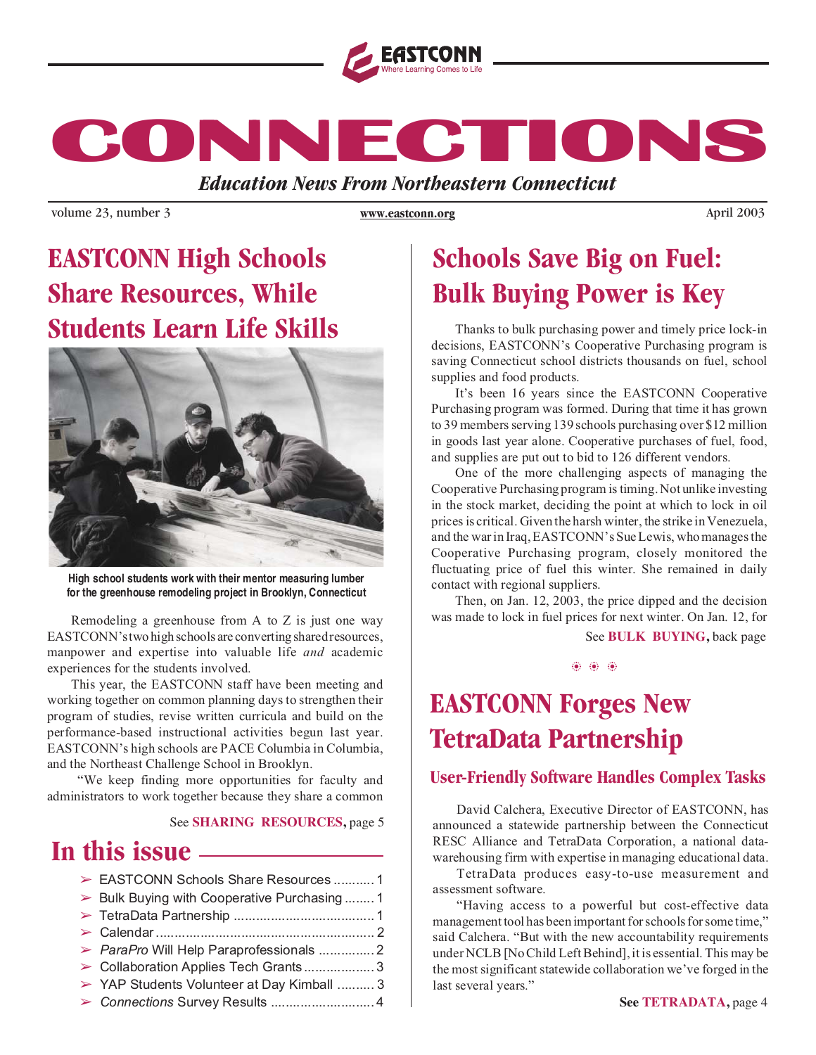EASTCONN
Where Learning Comes to Life

# CONNECTIONS

***Education News From Northeastern Connecticut***

volume 23, number 3 | www.eastconn.org | April 2003

## EASTCONN High Schools Share Resources, While Students Learn Life Skills

**High school students work with their mentor measuring lumber for the greenhouse remodeling project in Brooklyn, Connecticut**

Remodeling a greenhouse from A to Z is just one way EASTCONN's two high schools are converting shared resources, manpower and expertise into valuable life *and* academic experiences for the students involved.

This year, the EASTCONN staff have been meeting and working together on common planning days to strengthen their program of studies, revise written curricula and build on the performance-based instructional activities begun last year. EASTCONN's high schools are PACE Columbia in Columbia, and the Northeast Challenge School in Brooklyn.

"We keep finding more opportunities for faculty and administrators to work together because they share a common

See **SHARING RESOURCES,** page 5

## In this issue

- EASTCONN Schools Share Resources ........... 1
- Bulk Buying with Cooperative Purchasing ........ 1
- TetraData Partnership ....................................... 1
- Calendar ............................................................ 2
- *ParaPro* Will Help Paraprofessionals ............... 2
- Collaboration Applies Tech Grants ................... 3
- YAP Students Volunteer at Day Kimball .......... 3
- *Connections* Survey Results ............................ 4

## Schools Save Big on Fuel: Bulk Buying Power is Key

Thanks to bulk purchasing power and timely price lock-in decisions, EASTCONN's Cooperative Purchasing program is saving Connecticut school districts thousands on fuel, school supplies and food products.

It's been 16 years since the EASTCONN Cooperative Purchasing program was formed. During that time it has grown to 39 members serving 139 schools purchasing over $12 million in goods last year alone. Cooperative purchases of fuel, food, and supplies are put out to bid to 126 different vendors.

One of the more challenging aspects of managing the Cooperative Purchasing program is timing. Not unlike investing in the stock market, deciding the point at which to lock in oil prices is critical. Given the harsh winter, the strike in Venezuela, and the war in Iraq, EASTCONN's Sue Lewis, who manages the Cooperative Purchasing program, closely monitored the fluctuating price of fuel this winter. She remained in daily contact with regional suppliers.

Then, on Jan. 12, 2003, the price dipped and the decision was made to lock in fuel prices for next winter. On Jan. 12, for

See **BULK BUYING,** back page

## EASTCONN Forges New TetraData Partnership

### User-Friendly Software Handles Complex Tasks

David Calchera, Executive Director of EASTCONN, has announced a statewide partnership between the Connecticut RESC Alliance and TetraData Corporation, a national data-warehousing firm with expertise in managing educational data.

TetraData produces easy-to-use measurement and assessment software.

"Having access to a powerful but cost-effective data management tool has been important for schools for some time," said Calchera. "But with the new accountability requirements under NCLB [No Child Left Behind], it is essential. This may be the most significant statewide collaboration we've forged in the last several years."

**See TETRADATA,** page 4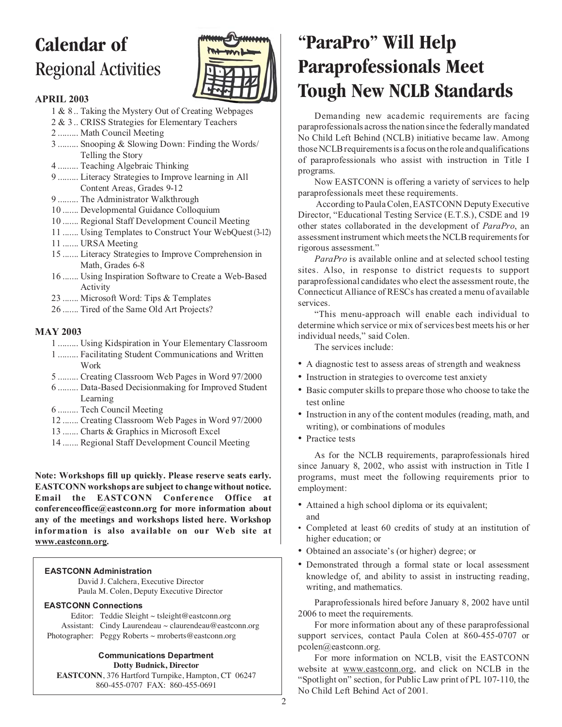# Calendar of Regional Activities

**APRIL 2003**

- 1 & 8 .. Taking the Mystery Out of Creating Webpages
- 2 & 3 .. CRISS Strategies for Elementary Teachers
- 2 ......... Math Council Meeting
- 3 ......... Snooping & Slowing Down: Finding the Words/ Telling the Story
- 4 ......... Teaching Algebraic Thinking
- 9 ......... Literacy Strategies to Improve learning in All Content Areas, Grades 9-12
- 9 ......... The Administrator Walkthrough
- 10 ....... Developmental Guidance Colloquium
- 10 ....... Regional Staff Development Council Meeting
- 11 ....... Using Templates to Construct Your WebQuest (3-12)
- 11 ....... URSA Meeting
- 15 ....... Literacy Strategies to Improve Comprehension in Math, Grades 6-8
- 16 ....... Using Inspiration Software to Create a Web-Based Activity
- 23 ....... Microsoft Word: Tips & Templates
- 26 ....... Tired of the Same Old Art Projects?

**MAY 2003**

- 1 ......... Using Kidspiration in Your Elementary Classroom
- 1 ......... Facilitating Student Communications and Written Work
- 5 ......... Creating Classroom Web Pages in Word 97/2000
- 6 ......... Data-Based Decisionmaking for Improved Student Learning
- 6 ......... Tech Council Meeting
- 12 ....... Creating Classroom Web Pages in Word 97/2000
- 13 ....... Charts & Graphics in Microsoft Excel
- 14 ....... Regional Staff Development Council Meeting

**Note: Workshops fill up quickly. Please reserve seats early. EASTCONN workshops are subject to change without notice. Email the EASTCONN Conference Office at conferenceoffice@eastconn.org for more information about any of the meetings and workshops listed here. Workshop information is also available on our Web site at www.eastconn.org.**

**EASTCONN Administration**
David J. Calchera, Executive Director
Paula M. Colen, Deputy Executive Director

**EASTCONN Connections**
Editor: Teddie Sleight ~ tsleight@eastconn.org
Assistant: Cindy Laurendeau ~ claurendeau@eastconn.org
Photographer: Peggy Roberts ~ mroberts@eastconn.org

**Communications Department**
**Dotty Budnick, Director**
**EASTCONN**, 376 Hartford Turnpike, Hampton, CT 06247
860-455-0707 FAX: 860-455-0691

# "ParaPro" Will Help Paraprofessionals Meet Tough New NCLB Standards

Demanding new academic requirements are facing paraprofessionals across the nation since the federally mandated No Child Left Behind (NCLB) initiative became law. Among those NCLB requirements is a focus on the role and qualifications of paraprofessionals who assist with instruction in Title I programs.

Now EASTCONN is offering a variety of services to help paraprofessionals meet these requirements.

According to Paula Colen, EASTCONN Deputy Executive Director, "Educational Testing Service (E.T.S.), CSDE and 19 other states collaborated in the development of *ParaPro*, an assessment instrument which meets the NCLB requirements for rigorous assessment."

*ParaPro* is available online and at selected school testing sites. Also, in response to district requests to support paraprofessional candidates who elect the assessment route, the Connecticut Alliance of RESCs has created a menu of available services.

"This menu-approach will enable each individual to determine which service or mix of services best meets his or her individual needs," said Colen.

The services include:

- A diagnostic test to assess areas of strength and weakness
- Instruction in strategies to overcome test anxiety
- Basic computer skills to prepare those who choose to take the test online
- Instruction in any of the content modules (reading, math, and writing), or combinations of modules
- Practice tests

As for the NCLB requirements, paraprofessionals hired since January 8, 2002, who assist with instruction in Title I programs, must meet the following requirements prior to employment:

- Attained a high school diploma or its equivalent; and
- Completed at least 60 credits of study at an institution of higher education; or
- Obtained an associate's (or higher) degree; or
- Demonstrated through a formal state or local assessment knowledge of, and ability to assist in instructing reading, writing, and mathematics.

Paraprofessionals hired before January 8, 2002 have until 2006 to meet the requirements.

For more information about any of these paraprofessional support services, contact Paula Colen at 860-455-0707 or pcolen@eastconn.org.

For more information on NCLB, visit the EASTCONN website at www.eastconn.org, and click on NCLB in the "Spotlight on" section, for Public Law print of PL 107-110, the No Child Left Behind Act of 2001.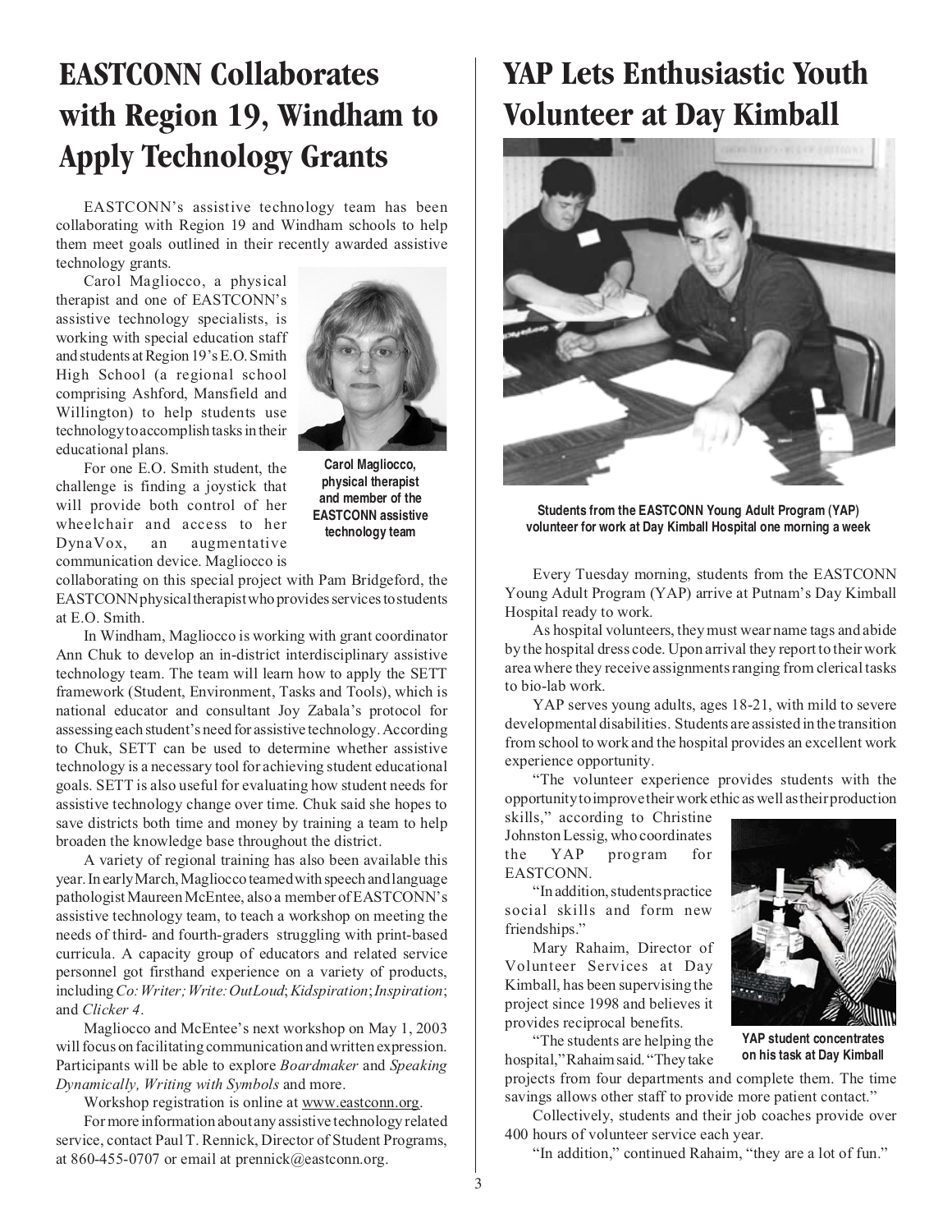# EASTCONN Collaborates with Region 19, Windham to Apply Technology Grants

EASTCONN's assistive technology team has been collaborating with Region 19 and Windham schools to help them meet goals outlined in their recently awarded assistive technology grants.

Carol Magliocco, a physical therapist and one of EASTCONN's assistive technology specialists, is working with special education staff and students at Region 19's E.O. Smith High School (a regional school comprising Ashford, Mansfield and Willington) to help students use technology to accomplish tasks in their educational plans.

**Carol Magliocco, physical therapist and member of the EASTCONN assistive technology team**

For one E.O. Smith student, the challenge is finding a joystick that will provide both control of her wheelchair and access to her DynaVox, an augmentative communication device. Magliocco is collaborating on this special project with Pam Bridgeford, the EASTCONN physical therapist who provides services to students at E.O. Smith.

In Windham, Magliocco is working with grant coordinator Ann Chuk to develop an in-district interdisciplinary assistive technology team. The team will learn how to apply the SETT framework (Student, Environment, Tasks and Tools), which is national educator and consultant Joy Zabala's protocol for assessing each student's need for assistive technology. According to Chuk, SETT can be used to determine whether assistive technology is a necessary tool for achieving student educational goals. SETT is also useful for evaluating how student needs for assistive technology change over time. Chuk said she hopes to save districts both time and money by training a team to help broaden the knowledge base throughout the district.

A variety of regional training has also been available this year. In early March, Magliocco teamed with speech and language pathologist Maureen McEntee, also a member of EASTCONN's assistive technology team, to teach a workshop on meeting the needs of third- and fourth-graders struggling with print-based curricula. A capacity group of educators and related service personnel got firsthand experience on a variety of products, including *Co:Writer; Write:OutLoud*; *Kidspiration*; *Inspiration*; and *Clicker 4*.

Magliocco and McEntee's next workshop on May 1, 2003 will focus on facilitating communication and written expression. Participants will be able to explore *Boardmaker* and *Speaking Dynamically, Writing with Symbols* and more.

Workshop registration is online at www.eastconn.org.

For more information about any assistive technology related service, contact Paul T. Rennick, Director of Student Programs, at 860-455-0707 or email at prennick@eastconn.org.

# YAP Lets Enthusiastic Youth Volunteer at Day Kimball

**Students from the EASTCONN Young Adult Program (YAP) volunteer for work at Day Kimball Hospital one morning a week**

Every Tuesday morning, students from the EASTCONN Young Adult Program (YAP) arrive at Putnam's Day Kimball Hospital ready to work.

As hospital volunteers, they must wear name tags and abide by the hospital dress code. Upon arrival they report to their work area where they receive assignments ranging from clerical tasks to bio-lab work.

YAP serves young adults, ages 18-21, with mild to severe developmental disabilities. Students are assisted in the transition from school to work and the hospital provides an excellent work experience opportunity.

"The volunteer experience provides students with the opportunity to improve their work ethic as well as their production skills," according to Christine Johnston Lessig, who coordinates the YAP program for EASTCONN.

"In addition, students practice social skills and form new friendships."

Mary Rahaim, Director of Volunteer Services at Day Kimball, has been supervising the project since 1998 and believes it provides reciprocal benefits.

**YAP student concentrates on his task at Day Kimball**

"The students are helping the hospital," Rahaim said. "They take projects from four departments and complete them. The time savings allows other staff to provide more patient contact."

Collectively, students and their job coaches provide over 400 hours of volunteer service each year.

"In addition," continued Rahaim, "they are a lot of fun."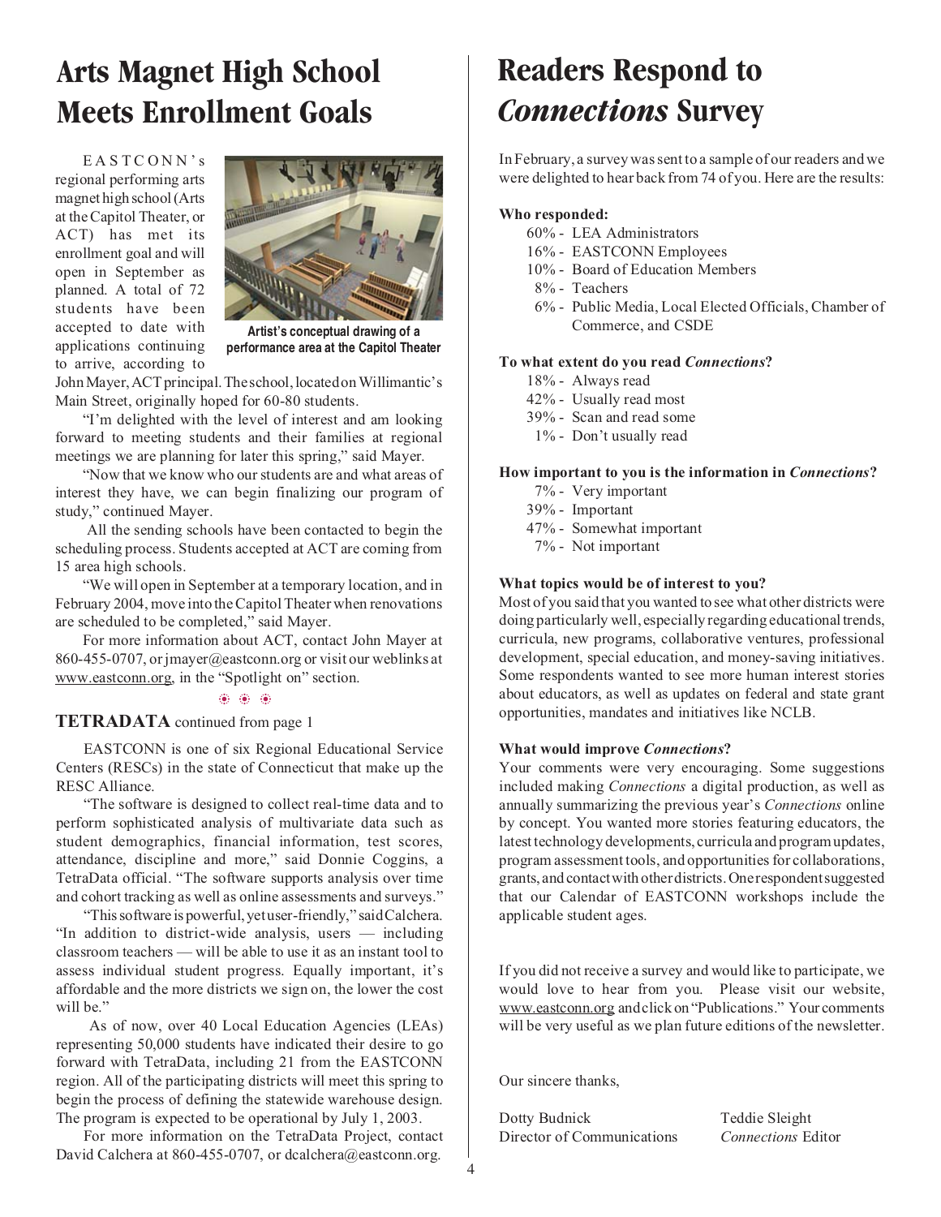# Arts Magnet High School Meets Enrollment Goals

EASTCONN's regional performing arts magnet high school (Arts at the Capitol Theater, or ACT) has met its enrollment goal and will open in September as planned. A total of 72 students have been accepted to date with applications continuing to arrive, according to John Mayer, ACT principal. The school, located on Willimantic's Main Street, originally hoped for 60-80 students.

Artist's conceptual drawing of a performance area at the Capitol Theater

"I'm delighted with the level of interest and am looking forward to meeting students and their families at regional meetings we are planning for later this spring," said Mayer.

"Now that we know who our students are and what areas of interest they have, we can begin finalizing our program of study," continued Mayer.

All the sending schools have been contacted to begin the scheduling process. Students accepted at ACT are coming from 15 area high schools.

"We will open in September at a temporary location, and in February 2004, move into the Capitol Theater when renovations are scheduled to be completed," said Mayer.

For more information about ACT, contact John Mayer at 860-455-0707, or jmayer@eastconn.org or visit our weblinks at www.eastconn.org, in the "Spotlight on" section.

### TETRADATA continued from page 1

EASTCONN is one of six Regional Educational Service Centers (RESCs) in the state of Connecticut that make up the RESC Alliance.

"The software is designed to collect real-time data and to perform sophisticated analysis of multivariate data such as student demographics, financial information, test scores, attendance, discipline and more," said Donnie Coggins, a TetraData official. "The software supports analysis over time and cohort tracking as well as online assessments and surveys."

"This software is powerful, yet user-friendly," said Calchera. "In addition to district-wide analysis, users — including classroom teachers — will be able to use it as an instant tool to assess individual student progress. Equally important, it's affordable and the more districts we sign on, the lower the cost will be."

As of now, over 40 Local Education Agencies (LEAs) representing 50,000 students have indicated their desire to go forward with TetraData, including 21 from the EASTCONN region. All of the participating districts will meet this spring to begin the process of defining the statewide warehouse design. The program is expected to be operational by July 1, 2003.

For more information on the TetraData Project, contact David Calchera at 860-455-0707, or dcalchera@eastconn.org.

# Readers Respond to *Connections* Survey

In February, a survey was sent to a sample of our readers and we were delighted to hear back from 74 of you. Here are the results:

**Who responded:**

- 60% - LEA Administrators
- 16% - EASTCONN Employees
- 10% - Board of Education Members
- 8% - Teachers
- 6% - Public Media, Local Elected Officials, Chamber of Commerce, and CSDE

**To what extent do you read *Connections*?**

- 18% - Always read
- 42% - Usually read most
- 39% - Scan and read some
- 1% - Don't usually read

**How important to you is the information in *Connections*?**

- 7% - Very important
- 39% - Important
- 47% - Somewhat important
- 7% - Not important

**What topics would be of interest to you?**

Most of you said that you wanted to see what other districts were doing particularly well, especially regarding educational trends, curricula, new programs, collaborative ventures, professional development, special education, and money-saving initiatives. Some respondents wanted to see more human interest stories about educators, as well as updates on federal and state grant opportunities, mandates and initiatives like NCLB.

**What would improve *Connections*?**

Your comments were very encouraging. Some suggestions included making *Connections* a digital production, as well as annually summarizing the previous year's *Connections* online by concept. You wanted more stories featuring educators, the latest technology developments, curricula and program updates, program assessment tools, and opportunities for collaborations, grants, and contact with other districts. One respondent suggested that our Calendar of EASTCONN workshops include the applicable student ages.

If you did not receive a survey and would like to participate, we would love to hear from you. Please visit our website, www.eastconn.org and click on "Publications." Your comments will be very useful as we plan future editions of the newsletter.

Our sincere thanks,

Dotty Budnick
Director of Communications

Teddie Sleight
*Connections* Editor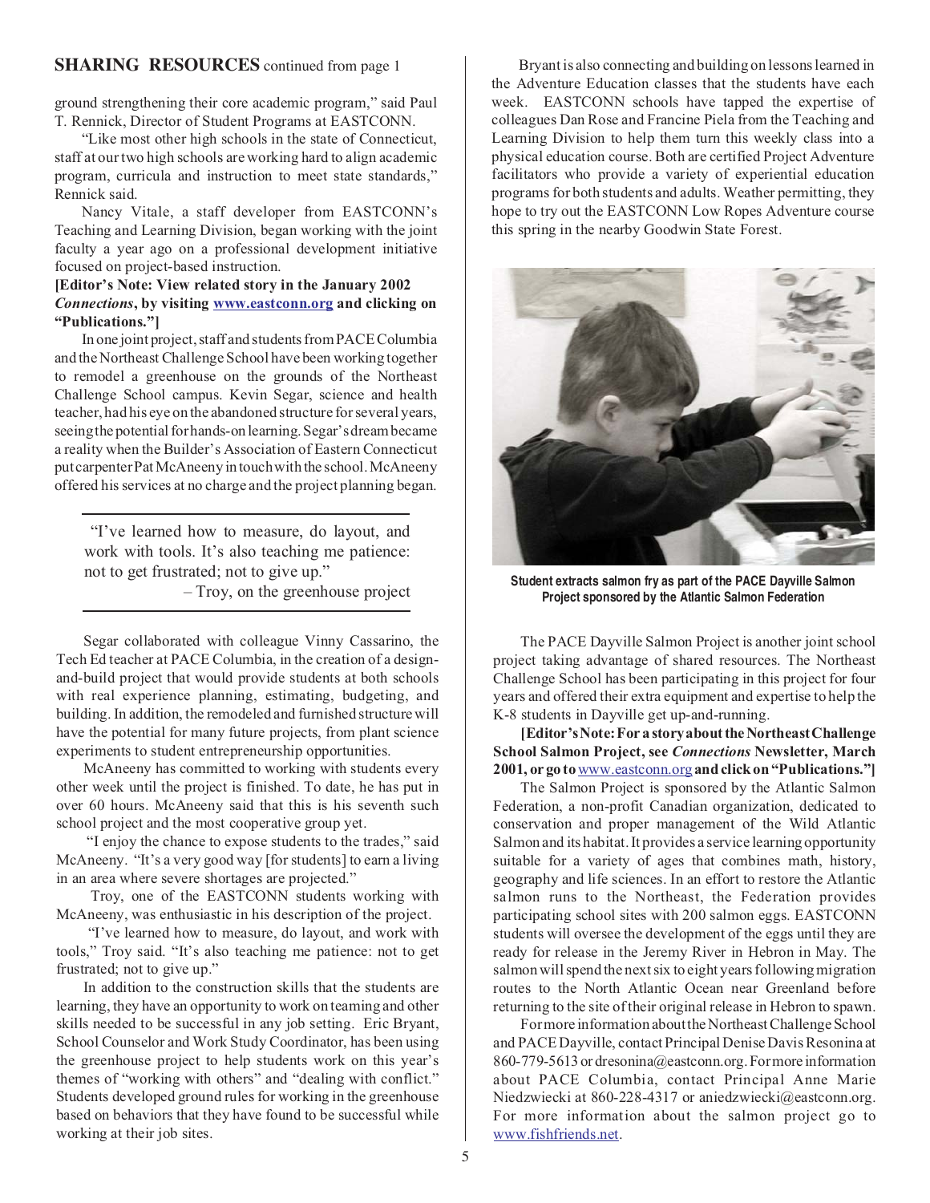## SHARING RESOURCES continued from page 1

ground strengthening their core academic program," said Paul T. Rennick, Director of Student Programs at EASTCONN.

"Like most other high schools in the state of Connecticut, staff at our two high schools are working hard to align academic program, curricula and instruction to meet state standards," Rennick said.

Nancy Vitale, a staff developer from EASTCONN's Teaching and Learning Division, began working with the joint faculty a year ago on a professional development initiative focused on project-based instruction.

**[Editor's Note: View related story in the January 2002 *Connections*, by visiting www.eastconn.org and clicking on "Publications."]**

In one joint project, staff and students from PACE Columbia and the Northeast Challenge School have been working together to remodel a greenhouse on the grounds of the Northeast Challenge School campus. Kevin Segar, science and health teacher, had his eye on the abandoned structure for several years, seeing the potential for hands-on learning. Segar's dream became a reality when the Builder's Association of Eastern Connecticut put carpenter Pat McAneeny in touch with the school. McAneeny offered his services at no charge and the project planning began.

> "I've learned how to measure, do layout, and work with tools. It's also teaching me patience: not to get frustrated; not to give up."
> – Troy, on the greenhouse project

Segar collaborated with colleague Vinny Cassarino, the Tech Ed teacher at PACE Columbia, in the creation of a design-and-build project that would provide students at both schools with real experience planning, estimating, budgeting, and building. In addition, the remodeled and furnished structure will have the potential for many future projects, from plant science experiments to student entrepreneurship opportunities.

McAneeny has committed to working with students every other week until the project is finished. To date, he has put in over 60 hours. McAneeny said that this is his seventh such school project and the most cooperative group yet.

"I enjoy the chance to expose students to the trades," said McAneeny. "It's a very good way [for students] to earn a living in an area where severe shortages are projected."

Troy, one of the EASTCONN students working with McAneeny, was enthusiastic in his description of the project.

"I've learned how to measure, do layout, and work with tools," Troy said. "It's also teaching me patience: not to get frustrated; not to give up."

In addition to the construction skills that the students are learning, they have an opportunity to work on teaming and other skills needed to be successful in any job setting. Eric Bryant, School Counselor and Work Study Coordinator, has been using the greenhouse project to help students work on this year's themes of "working with others" and "dealing with conflict." Students developed ground rules for working in the greenhouse based on behaviors that they have found to be successful while working at their job sites.

Bryant is also connecting and building on lessons learned in the Adventure Education classes that the students have each week. EASTCONN schools have tapped the expertise of colleagues Dan Rose and Francine Piela from the Teaching and Learning Division to help them turn this weekly class into a physical education course. Both are certified Project Adventure facilitators who provide a variety of experiential education programs for both students and adults. Weather permitting, they hope to try out the EASTCONN Low Ropes Adventure course this spring in the nearby Goodwin State Forest.

**Student extracts salmon fry as part of the PACE Dayville Salmon Project sponsored by the Atlantic Salmon Federation**

The PACE Dayville Salmon Project is another joint school project taking advantage of shared resources. The Northeast Challenge School has been participating in this project for four years and offered their extra equipment and expertise to help the K-8 students in Dayville get up-and-running.

**[Editor's Note: For a story about the Northeast Challenge School Salmon Project, see *Connections* Newsletter, March 2001, or go to www.eastconn.org and click on "Publications."]**

The Salmon Project is sponsored by the Atlantic Salmon Federation, a non-profit Canadian organization, dedicated to conservation and proper management of the Wild Atlantic Salmon and its habitat. It provides a service learning opportunity suitable for a variety of ages that combines math, history, geography and life sciences. In an effort to restore the Atlantic salmon runs to the Northeast, the Federation provides participating school sites with 200 salmon eggs. EASTCONN students will oversee the development of the eggs until they are ready for release in the Jeremy River in Hebron in May. The salmon will spend the next six to eight years following migration routes to the North Atlantic Ocean near Greenland before returning to the site of their original release in Hebron to spawn.

For more information about the Northeast Challenge School and PACE Dayville, contact Principal Denise Davis Resonina at 860-779-5613 or dresonina@eastconn.org. For more information about PACE Columbia, contact Principal Anne Marie Niedzwiecki at 860-228-4317 or aniedzwiecki@eastconn.org. For more information about the salmon project go to www.fishfriends.net.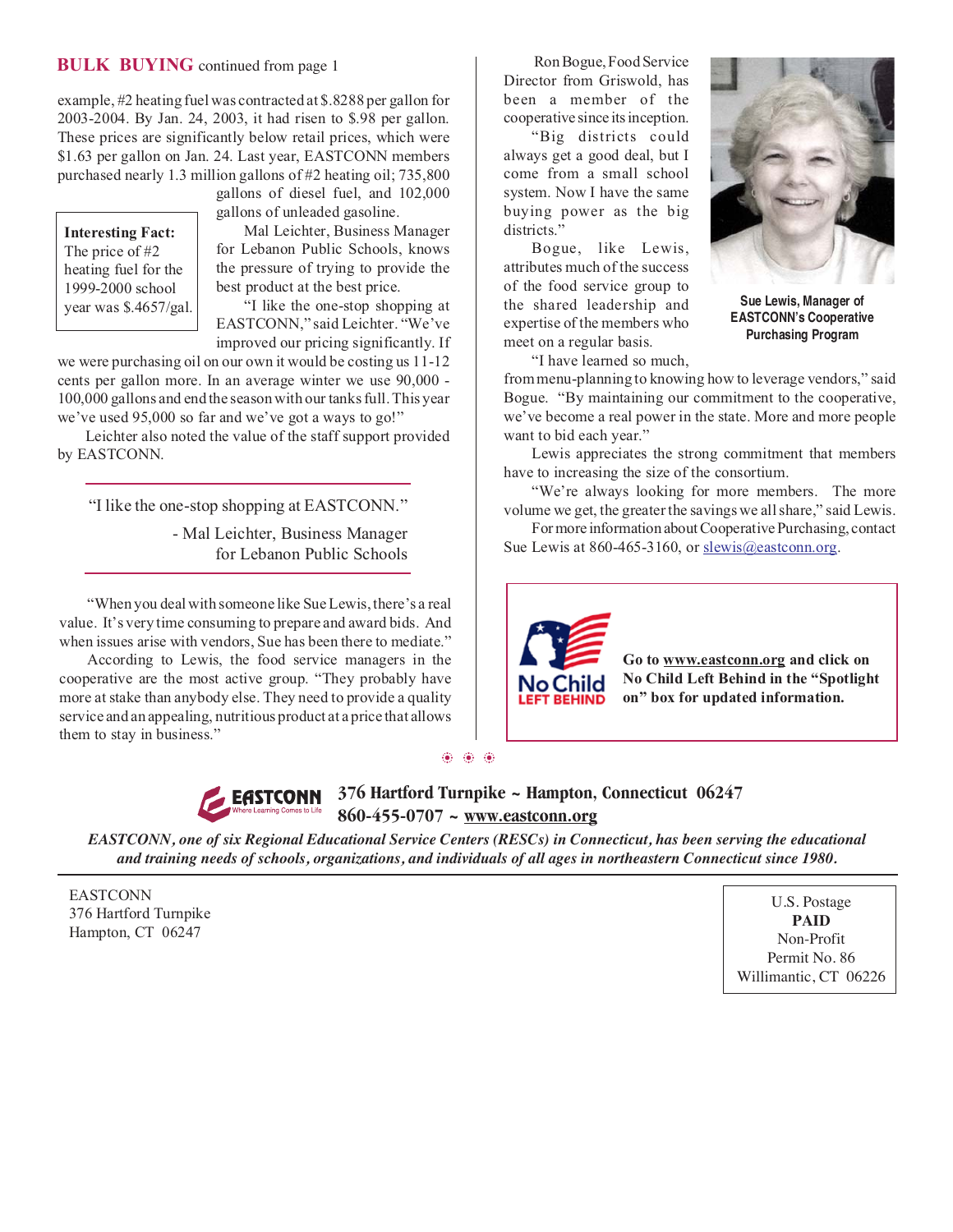**BULK BUYING** continued from page 1

example, #2 heating fuel was contracted at $.8288 per gallon for 2003-2004. By Jan. 24, 2003, it had risen to $.98 per gallon. These prices are significantly below retail prices, which were $1.63 per gallon on Jan. 24. Last year, EASTCONN members purchased nearly 1.3 million gallons of #2 heating oil; 735,800 gallons of diesel fuel, and 102,000 gallons of unleaded gasoline.

**Interesting Fact:** The price of #2 heating fuel for the 1999-2000 school year was $.4657/gal.

Mal Leichter, Business Manager for Lebanon Public Schools, knows the pressure of trying to provide the best product at the best price.

"I like the one-stop shopping at EASTCONN," said Leichter. "We've improved our pricing significantly. If we were purchasing oil on our own it would be costing us 11-12 cents per gallon more. In an average winter we use 90,000 - 100,000 gallons and end the season with our tanks full. This year we've used 95,000 so far and we've got a ways to go!"

Leichter also noted the value of the staff support provided by EASTCONN.

> "I like the one-stop shopping at EASTCONN."
>
> - Mal Leichter, Business Manager for Lebanon Public Schools

"When you deal with someone like Sue Lewis, there's a real value. It's very time consuming to prepare and award bids. And when issues arise with vendors, Sue has been there to mediate."

According to Lewis, the food service managers in the cooperative are the most active group. "They probably have more at stake than anybody else. They need to provide a quality service and an appealing, nutritious product at a price that allows them to stay in business."

Ron Bogue, Food Service Director from Griswold, has been a member of the cooperative since its inception.

"Big districts could always get a good deal, but I come from a small school system. Now I have the same buying power as the big districts."

Bogue, like Lewis, attributes much of the success of the food service group to the shared leadership and expertise of the members who meet on a regular basis.

Sue Lewis, Manager of EASTCONN's Cooperative Purchasing Program

"I have learned so much, from menu-planning to knowing how to leverage vendors," said Bogue. "By maintaining our commitment to the cooperative, we've become a real power in the state. More and more people want to bid each year."

Lewis appreciates the strong commitment that members have to increasing the size of the consortium.

"We're always looking for more members. The more volume we get, the greater the savings we all share," said Lewis.

For more information about Cooperative Purchasing, contact Sue Lewis at 860-465-3160, or slewis@eastconn.org.

No Child LEFT BEHIND

**Go to www.eastconn.org and click on No Child Left Behind in the "Spotlight on" box for updated information.**

EASTCONN — Where Learning Comes to Life

**376 Hartford Turnpike ~ Hampton, Connecticut 06247**
**860-455-0707 ~ www.eastconn.org**

***EASTCONN, one of six Regional Educational Service Centers (RESCs) in Connecticut, has been serving the educational and training needs of schools, organizations, and individuals of all ages in northeastern Connecticut since 1980.***

EASTCONN
376 Hartford Turnpike
Hampton, CT 06247

U.S. Postage
**PAID**
Non-Profit
Permit No. 86
Willimantic, CT 06226